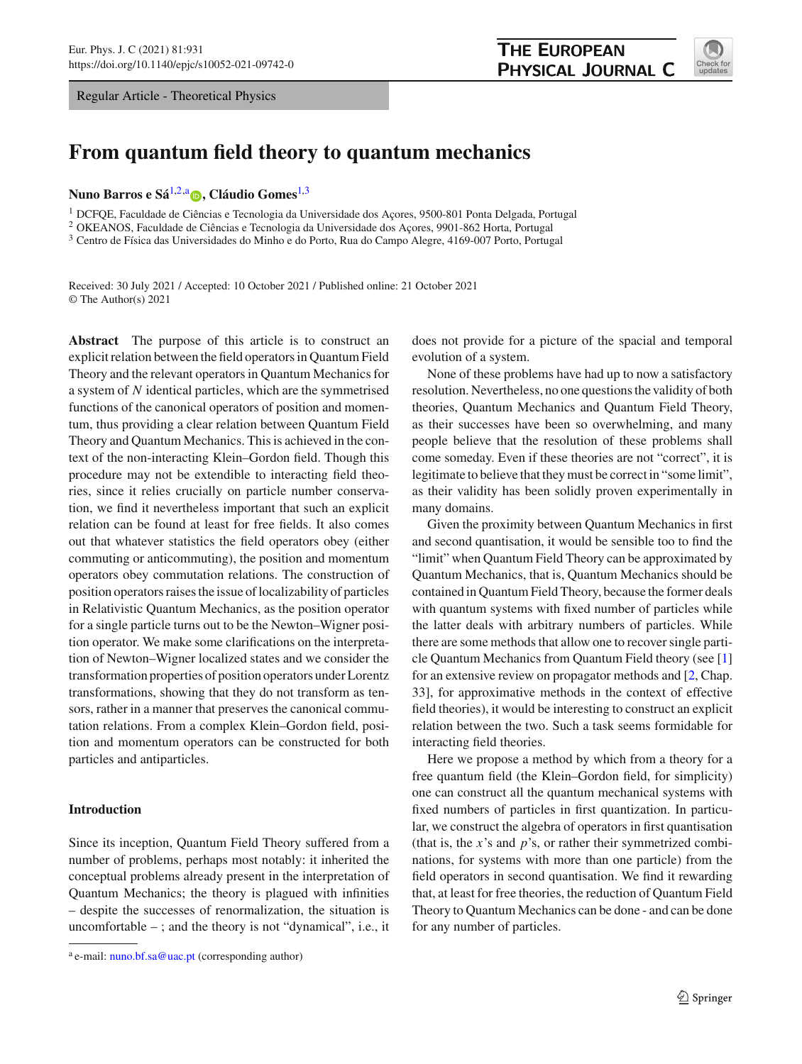Regular Article - Theoretical Physics

# From quantum field theory to quantum mechanics

**Nuno Barros e Sá**[1,2,a], **Cláudio Gomes**[1,3]

[1] DCFQE, Faculdade de Ciências e Tecnologia da Universidade dos Açores, 9500-801 Ponta Delgada, Portugal
[2] OKEANOS, Faculdade de Ciências e Tecnologia da Universidade dos Açores, 9901-862 Horta, Portugal
[3] Centro de Física das Universidades do Minho e do Porto, Rua do Campo Alegre, 4169-007 Porto, Portugal

Received: 30 July 2021 / Accepted: 10 October 2021 / Published online: 21 October 2021
© The Author(s) 2021

**Abstract** The purpose of this article is to construct an explicit relation between the field operators in Quantum Field Theory and the relevant operators in Quantum Mechanics for a system of $N$ identical particles, which are the symmetrised functions of the canonical operators of position and momentum, thus providing a clear relation between Quantum Field Theory and Quantum Mechanics. This is achieved in the context of the non-interacting Klein–Gordon field. Though this procedure may not be extendible to interacting field theories, since it relies crucially on particle number conservation, we find it nevertheless important that such an explicit relation can be found at least for free fields. It also comes out that whatever statistics the field operators obey (either commuting or anticommuting), the position and momentum operators obey commutation relations. The construction of position operators raises the issue of localizability of particles in Relativistic Quantum Mechanics, as the position operator for a single particle turns out to be the Newton–Wigner position operator. We make some clarifications on the interpretation of Newton–Wigner localized states and we consider the transformation properties of position operators under Lorentz transformations, showing that they do not transform as tensors, rather in a manner that preserves the canonical commutation relations. From a complex Klein–Gordon field, position and momentum operators can be constructed for both particles and antiparticles.

## Introduction

Since its inception, Quantum Field Theory suffered from a number of problems, perhaps most notably: it inherited the conceptual problems already present in the interpretation of Quantum Mechanics; the theory is plagued with infinities – despite the successes of renormalization, the situation is uncomfortable – ; and the theory is not "dynamical", i.e., it does not provide for a picture of the spacial and temporal evolution of a system.

None of these problems have had up to now a satisfactory resolution. Nevertheless, no one questions the validity of both theories, Quantum Mechanics and Quantum Field Theory, as their successes have been so overwhelming, and many people believe that the resolution of these problems shall come someday. Even if these theories are not "correct", it is legitimate to believe that they must be correct in "some limit", as their validity has been solidly proven experimentally in many domains.

Given the proximity between Quantum Mechanics in first and second quantisation, it would be sensible too to find the "limit" when Quantum Field Theory can be approximated by Quantum Mechanics, that is, Quantum Mechanics should be contained in Quantum Field Theory, because the former deals with quantum systems with fixed number of particles while the latter deals with arbitrary numbers of particles. While there are some methods that allow one to recover single particle Quantum Mechanics from Quantum Field theory (see [1] for an extensive review on propagator methods and [2, Chap. 33], for approximative methods in the context of effective field theories), it would be interesting to construct an explicit relation between the two. Such a task seems formidable for interacting field theories.

Here we propose a method by which from a theory for a free quantum field (the Klein–Gordon field, for simplicity) one can construct all the quantum mechanical systems with fixed numbers of particles in first quantization. In particular, we construct the algebra of operators in first quantisation (that is, the $x$'s and $p$'s, or rather their symmetrized combinations, for systems with more than one particle) from the field operators in second quantisation. We find it rewarding that, at least for free theories, the reduction of Quantum Field Theory to Quantum Mechanics can be done - and can be done for any number of particles.

[a] e-mail: nuno.bf.sa@uac.pt (corresponding author)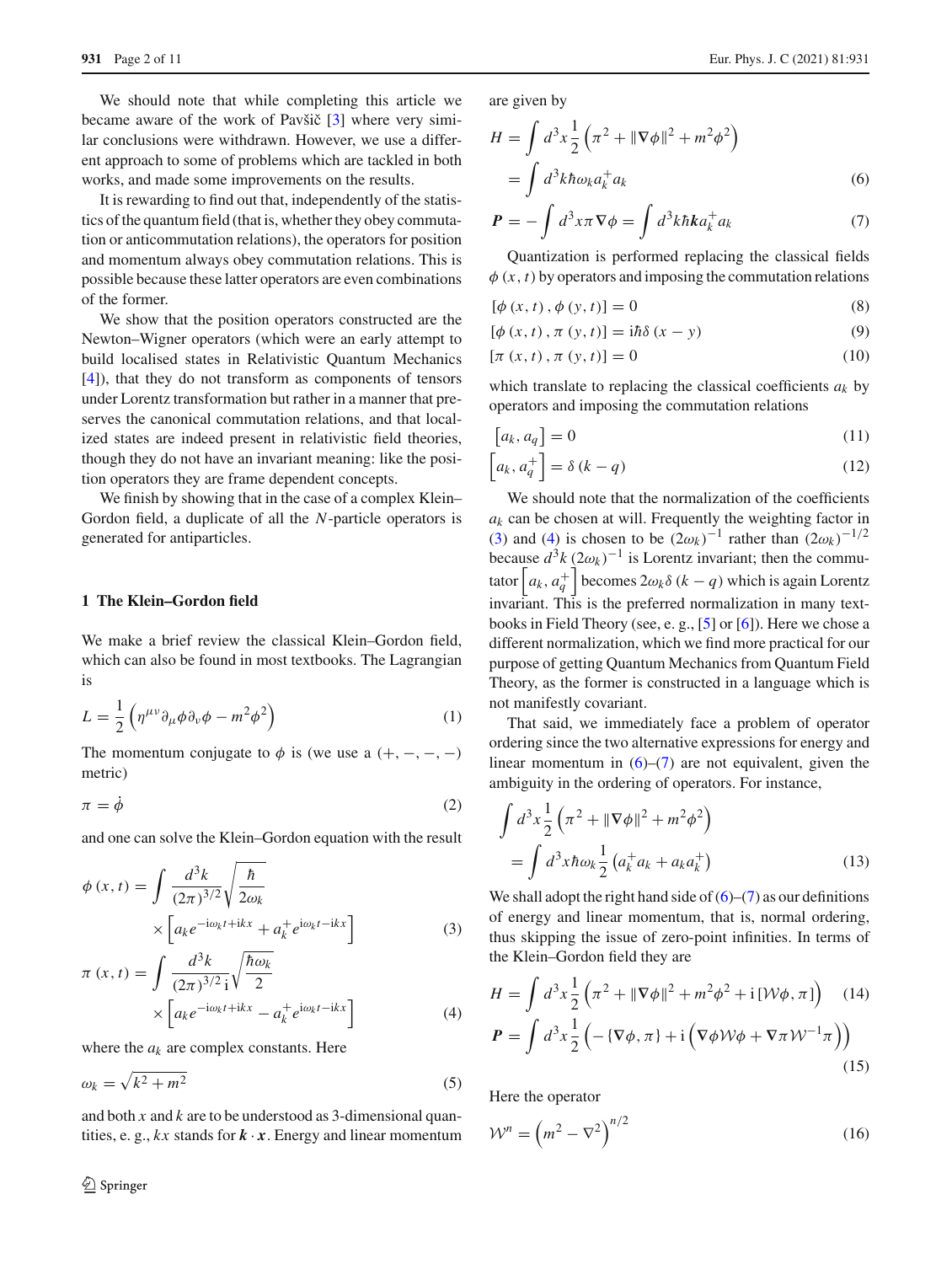We should note that while completing this article we became aware of the work of Pavšič [3] where very similar conclusions were withdrawn. However, we use a different approach to some of problems which are tackled in both works, and made some improvements on the results.

It is rewarding to find out that, independently of the statistics of the quantum field (that is, whether they obey commutation or anticommutation relations), the operators for position and momentum always obey commutation relations. This is possible because these latter operators are even combinations of the former.

We show that the position operators constructed are the Newton–Wigner operators (which were an early attempt to build localised states in Relativistic Quantum Mechanics [4]), that they do not transform as components of tensors under Lorentz transformation but rather in a manner that preserves the canonical commutation relations, and that localized states are indeed present in relativistic field theories, though they do not have an invariant meaning: like the position operators they are frame dependent concepts.

We finish by showing that in the case of a complex Klein–Gordon field, a duplicate of all the $N$-particle operators is generated for antiparticles.

## 1 The Klein–Gordon field

We make a brief review the classical Klein–Gordon field, which can also be found in most textbooks. The Lagrangian is

$$L = \frac{1}{2}\left(\eta^{\mu\nu}\partial_\mu\phi\partial_\nu\phi - m^2\phi^2\right) \tag{1}$$

The momentum conjugate to $\phi$ is (we use a $(+,-,-,-)$ metric)

$$\pi = \dot{\phi} \tag{2}$$

and one can solve the Klein–Gordon equation with the result

$$\phi(x,t) = \int \frac{d^3k}{(2\pi)^{3/2}}\sqrt{\frac{\hbar}{2\omega_k}} \times \left[a_k e^{-\mathrm{i}\omega_k t + \mathrm{i}kx} + a_k^+ e^{\mathrm{i}\omega_k t - \mathrm{i}kx}\right] \tag{3}$$

$$\pi(x,t) = \int \frac{d^3k}{(2\pi)^{3/2}\,\mathrm{i}}\sqrt{\frac{\hbar\omega_k}{2}} \times \left[a_k e^{-\mathrm{i}\omega_k t + \mathrm{i}kx} - a_k^+ e^{\mathrm{i}\omega_k t - \mathrm{i}kx}\right] \tag{4}$$

where the $a_k$ are complex constants. Here

$$\omega_k = \sqrt{k^2 + m^2} \tag{5}$$

and both $x$ and $k$ are to be understood as 3-dimensional quantities, e. g., $kx$ stands for $\boldsymbol{k}\cdot\boldsymbol{x}$. Energy and linear momentum are given by

$$H = \int d^3x \frac{1}{2}\left(\pi^2 + \|\nabla\phi\|^2 + m^2\phi^2\right) = \int d^3k \hbar\omega_k a_k^+ a_k \tag{6}$$

$$\boldsymbol{P} = -\int d^3x \pi\nabla\phi = \int d^3k \hbar\boldsymbol{k} a_k^+ a_k \tag{7}$$

Quantization is performed replacing the classical fields $\phi(x,t)$ by operators and imposing the commutation relations

$$[\phi(x,t), \phi(y,t)] = 0 \tag{8}$$

$$[\phi(x,t), \pi(y,t)] = \mathrm{i}\hbar\delta(x-y) \tag{9}$$

$$[\pi(x,t), \pi(y,t)] = 0 \tag{10}$$

which translate to replacing the classical coefficients $a_k$ by operators and imposing the commutation relations

$$\left[a_k, a_q\right] = 0 \tag{11}$$

$$\left[a_k, a_q^+\right] = \delta(k-q) \tag{12}$$

We should note that the normalization of the coefficients $a_k$ can be chosen at will. Frequently the weighting factor in (3) and (4) is chosen to be $(2\omega_k)^{-1}$ rather than $(2\omega_k)^{-1/2}$ because $d^3k\,(2\omega_k)^{-1}$ is Lorentz invariant; then the commutator $\left[a_k, a_q^+\right]$ becomes $2\omega_k\delta(k-q)$ which is again Lorentz invariant. This is the preferred normalization in many textbooks in Field Theory (see, e. g., [5] or [6]). Here we chose a different normalization, which we find more practical for our purpose of getting Quantum Mechanics from Quantum Field Theory, as the former is constructed in a language which is not manifestly covariant.

That said, we immediately face a problem of operator ordering since the two alternative expressions for energy and linear momentum in (6)–(7) are not equivalent, given the ambiguity in the ordering of operators. For instance,

$$\int d^3x \frac{1}{2}\left(\pi^2 + \|\nabla\phi\|^2 + m^2\phi^2\right) = \int d^3x \hbar\omega_k \frac{1}{2}\left(a_k^+ a_k + a_k a_k^+\right) \tag{13}$$

We shall adopt the right hand side of (6)–(7) as our definitions of energy and linear momentum, that is, normal ordering, thus skipping the issue of zero-point infinities. In terms of the Klein–Gordon field they are

$$H = \int d^3x \frac{1}{2}\left(\pi^2 + \|\nabla\phi\|^2 + m^2\phi^2 + \mathrm{i}\left[\mathcal{W}\phi, \pi\right]\right) \tag{14}$$

$$\boldsymbol{P} = \int d^3x \frac{1}{2}\left(-\{\nabla\phi, \pi\} + \mathrm{i}\left(\nabla\phi\mathcal{W}\phi + \nabla\pi\mathcal{W}^{-1}\pi\right)\right) \tag{15}$$

Here the operator

$$\mathcal{W}^n = \left(m^2 - \nabla^2\right)^{n/2} \tag{16}$$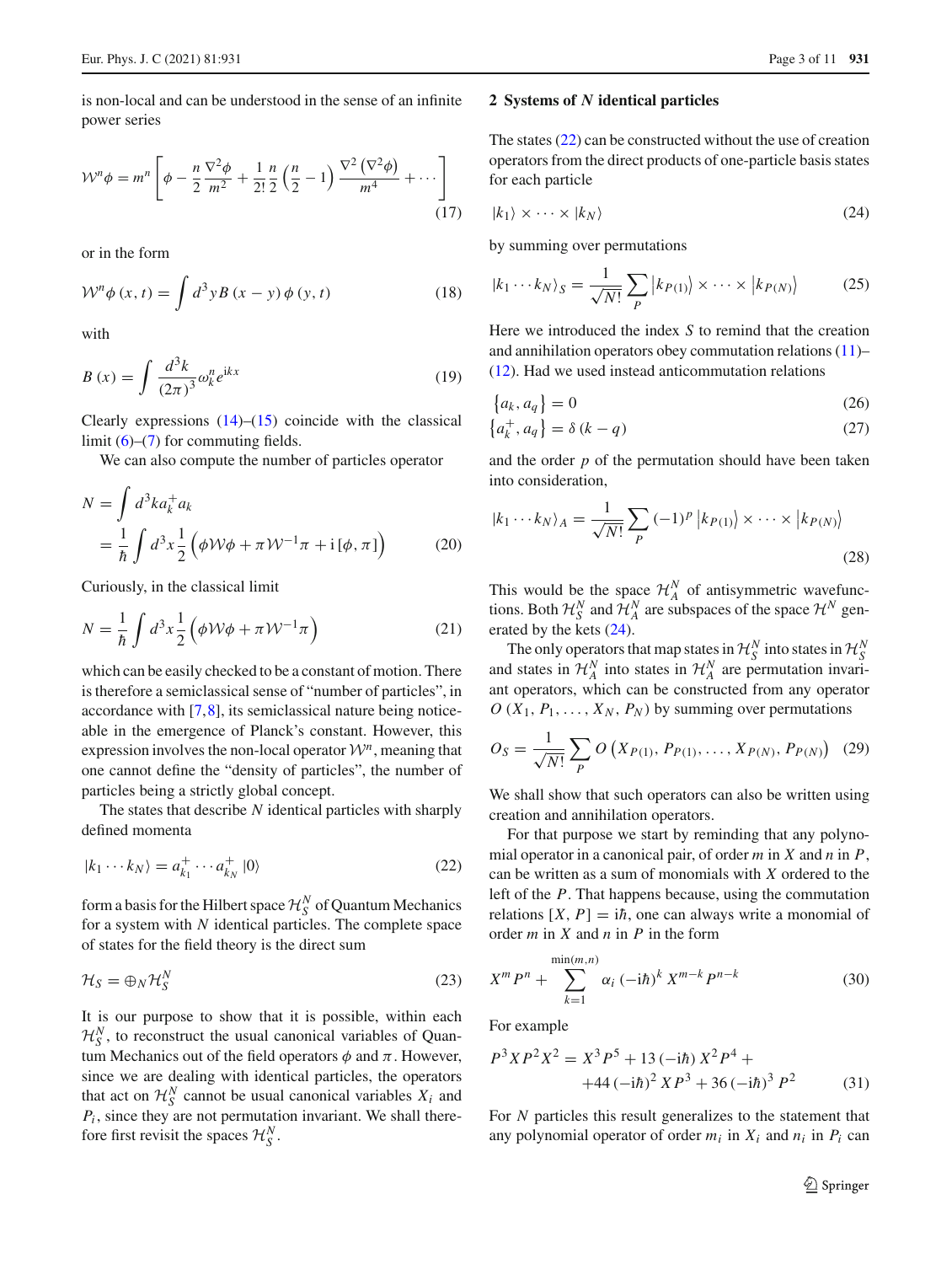is non-local and can be understood in the sense of an infinite power series

$$\mathcal{W}^n \phi = m^n \left[ \phi - \frac{n}{2} \frac{\nabla^2 \phi}{m^2} + \frac{1}{2!} \frac{n}{2} \left( \frac{n}{2} - 1 \right) \frac{\nabla^2 \left( \nabla^2 \phi \right)}{m^4} + \cdots \right] \tag{17}$$

or in the form

$$\mathcal{W}^n \phi \left( x, t \right) = \int d^3 y B \left( x - y \right) \phi \left( y, t \right) \tag{18}$$

with

$$B \left( x \right) = \int \frac{d^3 k}{\left( 2\pi \right)^3} \omega_k^n e^{\mathrm{i}kx} \tag{19}$$

Clearly expressions (14)–(15) coincide with the classical limit (6)–(7) for commuting fields.

We can also compute the number of particles operator

$$\begin{aligned} N &= \int d^3 k a_k^+ a_k \\ &= \frac{1}{\hbar} \int d^3 x \frac{1}{2} \left( \phi \mathcal{W} \phi + \pi \mathcal{W}^{-1} \pi + \mathrm{i} \left[ \phi, \pi \right] \right) \end{aligned} \tag{20}$$

Curiously, in the classical limit

$$N = \frac{1}{\hbar} \int d^3 x \frac{1}{2} \left( \phi \mathcal{W} \phi + \pi \mathcal{W}^{-1} \pi \right) \tag{21}$$

which can be easily checked to be a constant of motion. There is therefore a semiclassical sense of "number of particles", in accordance with [7,8], its semiclassical nature being noticeable in the emergence of Planck's constant. However, this expression involves the non-local operator $\mathcal{W}^n$, meaning that one cannot define the "density of particles", the number of particles being a strictly global concept.

The states that describe $N$ identical particles with sharply defined momenta

$$\left| k_1 \cdots k_N \right\rangle = a_{k_1}^+ \cdots a_{k_N}^+ \left| 0 \right\rangle \tag{22}$$

form a basis for the Hilbert space $\mathcal{H}_S^N$ of Quantum Mechanics for a system with $N$ identical particles. The complete space of states for the field theory is the direct sum

$$\mathcal{H}_S = \oplus_N \mathcal{H}_S^N \tag{23}$$

It is our purpose to show that it is possible, within each $\mathcal{H}_S^N$, to reconstruct the usual canonical variables of Quantum Mechanics out of the field operators $\phi$ and $\pi$. However, since we are dealing with identical particles, the operators that act on $\mathcal{H}_S^N$ cannot be usual canonical variables $X_i$ and $P_i$, since they are not permutation invariant. We shall therefore first revisit the spaces $\mathcal{H}_S^N$.

## 2 Systems of $N$ identical particles

The states (22) can be constructed without the use of creation operators from the direct products of one-particle basis states for each particle

$$\left| k_1 \right\rangle \times \cdots \times \left| k_N \right\rangle \tag{24}$$

by summing over permutations

$$\left| k_1 \cdots k_N \right\rangle_S = \frac{1}{\sqrt{N!}} \sum_P \left| k_{P(1)} \right\rangle \times \cdots \times \left| k_{P(N)} \right\rangle \tag{25}$$

Here we introduced the index $S$ to remind that the creation and annihilation operators obey commutation relations (11)–(12). Had we used instead anticommutation relations

$$\left\{ a_k, a_q \right\} = 0 \tag{26}$$

$$\left\{ a_k^+, a_q \right\} = \delta \left( k - q \right) \tag{27}$$

and the order $p$ of the permutation should have been taken into consideration,

$$\left| k_1 \cdots k_N \right\rangle_A = \frac{1}{\sqrt{N!}} \sum_P \left( -1 \right)^p \left| k_{P(1)} \right\rangle \times \cdots \times \left| k_{P(N)} \right\rangle \tag{28}$$

This would be the space $\mathcal{H}_A^N$ of antisymmetric wavefunctions. Both $\mathcal{H}_S^N$ and $\mathcal{H}_A^N$ are subspaces of the space $\mathcal{H}^N$ generated by the kets (24).

The only operators that map states in $\mathcal{H}_S^N$ into states in $\mathcal{H}_S^N$ and states in $\mathcal{H}_A^N$ into states in $\mathcal{H}_A^N$ are permutation invariant operators, which can be constructed from any operator $O \left( X_1, P_1, \ldots, X_N, P_N \right)$ by summing over permutations

$$O_S = \frac{1}{\sqrt{N!}} \sum_P O \left( X_{P(1)}, P_{P(1)}, \ldots, X_{P(N)}, P_{P(N)} \right) \tag{29}$$

We shall show that such operators can also be written using creation and annihilation operators.

For that purpose we start by reminding that any polynomial operator in a canonical pair, of order $m$ in $X$ and $n$ in $P$, can be written as a sum of monomials with $X$ ordered to the left of the $P$. That happens because, using the commutation relations $\left[ X, P \right] = \mathrm{i}\hbar$, one can always write a monomial of order $m$ in $X$ and $n$ in $P$ in the form

$$X^m P^n + \sum_{k=1}^{\min(m,n)} \alpha_i \left( -\mathrm{i}\hbar \right)^k X^{m-k} P^{n-k} \tag{30}$$

For example

$$\begin{aligned} P^3 X P^2 X^2 = {} & X^3 P^5 + 13 \left( -\mathrm{i}\hbar \right) X^2 P^4 + \\ & + 44 \left( -\mathrm{i}\hbar \right)^2 X P^3 + 36 \left( -\mathrm{i}\hbar \right)^3 P^2 \end{aligned} \tag{31}$$

For $N$ particles this result generalizes to the statement that any polynomial operator of order $m_i$ in $X_i$ and $n_i$ in $P_i$ can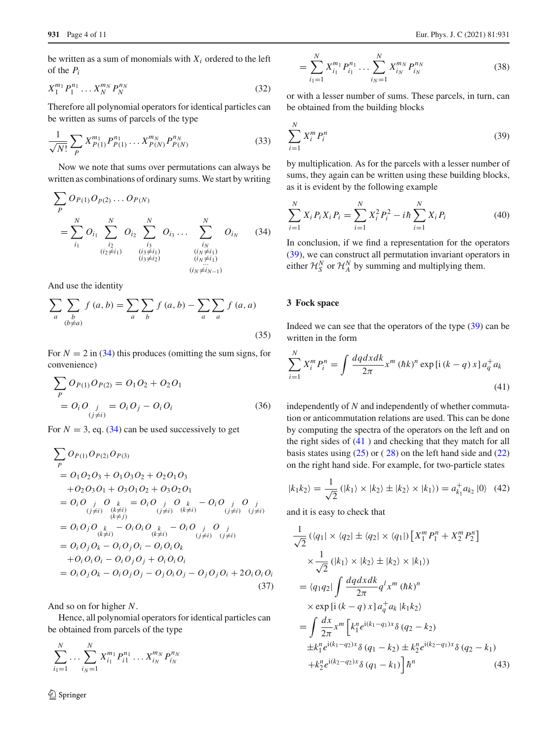be written as a sum of monomials with $X_i$ ordered to the left of the $P_i$

$$X_1^{m_1} P_1^{n_1} \ldots X_N^{m_N} P_N^{n_N} \tag{32}$$

Therefore all polynomial operators for identical particles can be written as sums of parcels of the type

$$\frac{1}{\sqrt{N!}} \sum_P X_{P(1)}^{m_1} P_{P(1)}^{n_1} \ldots X_{P(N)}^{m_N} P_{P(N)}^{n_N} \tag{33}$$

Now we note that sums over permutations can always be written as combinations of ordinary sums. We start by writing

$$\sum_P O_{P(1)} O_{p(2)} \ldots O_{P(N)} = \sum_{i_1}^{N} O_{i_1} \sum_{\substack{i_2 \\ (i_2 \neq i_1)}}^{N} O_{i_2} \sum_{\substack{i_3 \\ (i_3 \neq i_1) \\ (i_3 \neq i_2)}}^{N} O_{i_3} \ldots \sum_{\substack{i_N \\ (i_N \neq i_1) \\ (i_N \neq i_1) \\ \ldots \\ (i_N \neq i_{N-1})}}^{N} O_{i_N} \tag{34}$$

And use the identity

$$\sum_a \sum_{\substack{b \\ (b \neq a)}} f(a,b) = \sum_a \sum_b f(a,b) - \sum_a \sum_a f(a,a) \tag{35}$$

For $N = 2$ in (34) this produces (omitting the sum signs, for convenience)

$$\begin{aligned} \sum_P O_{P(1)} O_{P(2)} &= O_1 O_2 + O_2 O_1 \\ &= O_i O_{\substack{j \\ (j \neq i)}} = O_i O_j - O_i O_i \end{aligned} \tag{36}$$

For $N = 3$, eq. (34) can be used successively to get

$$\begin{aligned} &\sum_P O_{P(1)} O_{P(2)} O_{P(3)} \\ &= O_1 O_2 O_3 + O_1 O_3 O_2 + O_2 O_1 O_3 \\ &\quad + O_2 O_3 O_1 + O_3 O_1 O_2 + O_3 O_2 O_1 \\ &= O_i O_{\substack{j \\ (j \neq i)}} O_{\substack{k \\ (k \neq i) \\ (k \neq j)}} = O_i O_{\substack{j \\ (j \neq i)}} O_{\substack{k \\ (k \neq i)}} - O_i O_{\substack{j \\ (j \neq i)}} O_{\substack{j \\ (j \neq i)}} \\ &= O_i O_j O_{\substack{k \\ (k \neq i)}} - O_i O_i O_{\substack{k \\ (k \neq i)}} - O_i O_{\substack{j \\ (j \neq i)}} O_{\substack{j \\ (j \neq i)}} \\ &= O_i O_j O_k - O_i O_j O_i - O_i O_i O_k \\ &\quad + O_i O_i O_i - O_i O_j O_j + O_i O_i O_i \\ &= O_i O_j O_k - O_i O_j O_j - O_j O_i O_j - O_j O_j O_i + 2 O_i O_i O_i \end{aligned} \tag{37}$$

And so on for higher $N$.

Hence, all polynomial operators for identical particles can be obtained from parcels of the type

$$\sum_{i_1=1}^{N} \ldots \sum_{i_N=1}^{N} X_{i_1}^{m_1} P_{i1}^{n_1} \ldots X_{i_N}^{m_N} P_{i_N}^{n_N}$$

$$= \sum_{i_1=1}^{N} X_{i_1}^{m_1} P_{i_1}^{n_1} \ldots \sum_{i_N=1}^{N} X_{i_N}^{m_N} P_{i_N}^{n_N} \tag{38}$$

or with a lesser number of sums. These parcels, in turn, can be obtained from the building blocks

$$\sum_{i=1}^{N} X_i^m P_i^n \tag{39}$$

by multiplication. As for the parcels with a lesser number of sums, they again can be written using these building blocks, as it is evident by the following example

$$\sum_{i=1}^{N} X_i P_i X_i P_i = \sum_{i=1}^{N} X_i^2 P_i^2 - i\hbar \sum_{i=1}^{N} X_i P_i \tag{40}$$

In conclusion, if we find a representation for the operators (39), we can construct all permutation invariant operators in either $\mathcal{H}_S^N$ or $\mathcal{H}_A^N$ by summing and multiplying them.

## 3 Fock space

Indeed we can see that the operators of the type (39) can be written in the form

$$\sum_{i=1}^{N} X_i^m P_i^n = \int \frac{dq\,dx\,dk}{2\pi} x^m (\hbar k)^n \exp\left[\mathrm{i}(k-q)x\right] a_q^+ a_k \tag{41}$$

independently of $N$ and independently of whether commutation or anticommutation relations are used. This can be done by computing the spectra of the operators on the left and on the right sides of (41) and checking that they match for all basis states using (25) or (28) on the left hand side and (22) on the right hand side. For example, for two-particle states

$$|k_1 k_2\rangle = \frac{1}{\sqrt{2}} \left(|k_1\rangle \times |k_2\rangle \pm |k_2\rangle \times |k_1\rangle\right) = a_{k_1}^+ a_{k_2} |0\rangle \tag{42}$$

and it is easy to check that

$$\begin{aligned} &\frac{1}{\sqrt{2}} \left(\langle q_1| \times \langle q_2| \pm \langle q_2| \times \langle q_1|\right) \left[X_1^m P_1^n + X_2^m P_2^n\right] \\ &\quad \times \frac{1}{\sqrt{2}} \left(|k_1\rangle \times |k_2\rangle \pm |k_2\rangle \times |k_1\rangle\right) \\ &= \langle q_1 q_2| \int \frac{dq\,dx\,dk}{2\pi} q^l x^m (\hbar k)^n \\ &\quad \times \exp\left[\mathrm{i}(k-q)x\right] a_q^+ a_k |k_1 k_2\rangle \\ &= \int \frac{dx}{2\pi} x^m \Big[ k_1^n e^{\mathrm{i}(k_1 - q_1)x} \delta(q_2 - k_2) \\ &\quad \pm k_1^n e^{\mathrm{i}(k_1 - q_2)x} \delta(q_1 - k_2) \pm k_2^n e^{\mathrm{i}(k_2 - q_1)x} \delta(q_2 - k_1) \\ &\quad + k_2^n e^{\mathrm{i}(k_2 - q_2)x} \delta(q_1 - k_1) \Big] \hbar^n \end{aligned} \tag{43}$$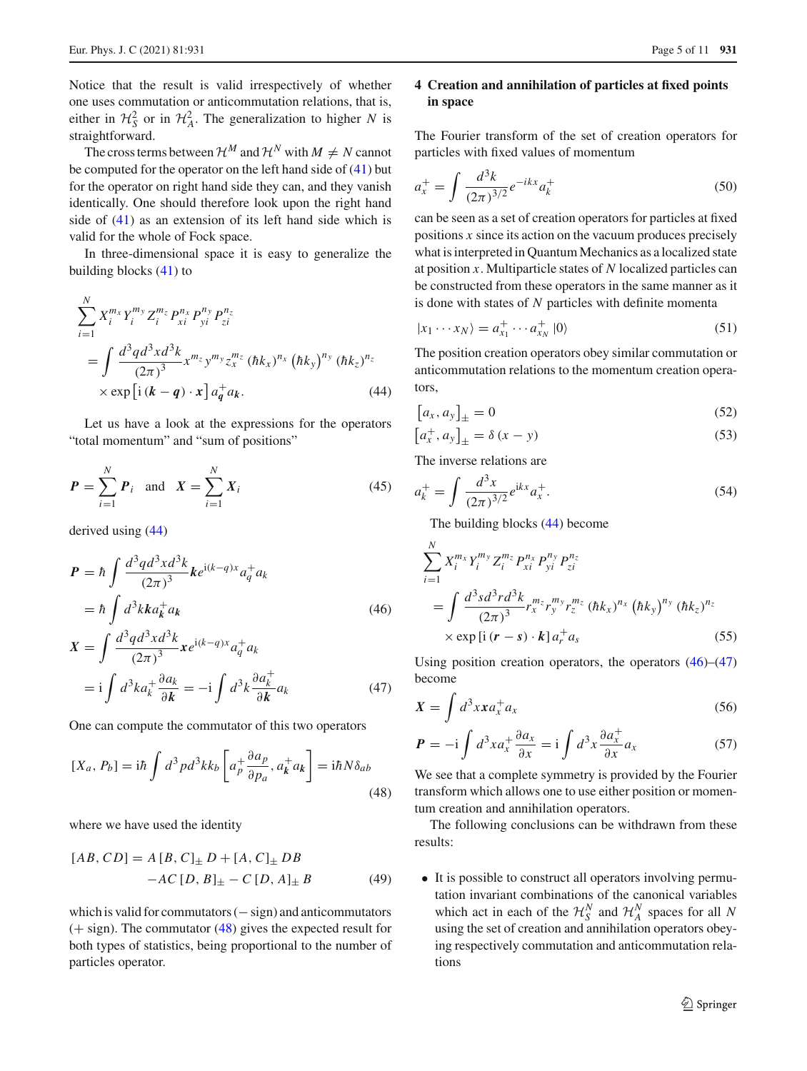Notice that the result is valid irrespectively of whether one uses commutation or anticommutation relations, that is, either in $\mathcal{H}_S^2$ or in $\mathcal{H}_A^2$. The generalization to higher $N$ is straightforward.

The cross terms between $\mathcal{H}^M$ and $\mathcal{H}^N$ with $M \neq N$ cannot be computed for the operator on the left hand side of (41) but for the operator on right hand side they can, and they vanish identically. One should therefore look upon the right hand side of (41) as an extension of its left hand side which is valid for the whole of Fock space.

In three-dimensional space it is easy to generalize the building blocks (41) to

$$\sum_{i=1}^{N} X_i^{m_x} Y_i^{m_y} Z_i^{m_z} P_{xi}^{n_x} P_{yi}^{n_y} P_{zi}^{n_z} = \int \frac{d^3q d^3x d^3k}{(2\pi)^3} x^{m_z} y^{m_y} z_x^{m_z} (\hbar k_x)^{n_x} \left(\hbar k_y\right)^{n_y} (\hbar k_z)^{n_z} \times \exp\left[\mathrm{i}\,(\boldsymbol{k}-\boldsymbol{q})\cdot \boldsymbol{x}\right] a_{\boldsymbol{q}}^{+} a_{\boldsymbol{k}}. \tag{44}$$

Let us have a look at the expressions for the operators "total momentum" and "sum of positions"

$$\boldsymbol{P} = \sum_{i=1}^{N} \boldsymbol{P}_i \quad \text{and} \quad \boldsymbol{X} = \sum_{i=1}^{N} \boldsymbol{X}_i \tag{45}$$

derived using (44)

$$\boldsymbol{P} = \hbar \int \frac{d^3q d^3x d^3k}{(2\pi)^3} \boldsymbol{k} e^{\mathrm{i}(k-q)x} a_q^{+} a_k = \hbar \int d^3k \boldsymbol{k} a_{\boldsymbol{k}}^{+} a_{\boldsymbol{k}} \tag{46}$$

$$\boldsymbol{X} = \int \frac{d^3q d^3x d^3k}{(2\pi)^3} \boldsymbol{x} e^{\mathrm{i}(k-q)x} a_q^{+} a_k = \mathrm{i} \int d^3k a_k^{+} \frac{\partial a_k}{\partial \boldsymbol{k}} = -\mathrm{i} \int d^3k \frac{\partial a_k^{+}}{\partial \boldsymbol{k}} a_k \tag{47}$$

One can compute the commutator of this two operators

$$[X_a, P_b] = \mathrm{i}\hbar \int d^3p d^3k k_b \left[ a_p^{+} \frac{\partial a_p}{\partial p_a}, a_{\boldsymbol{k}}^{+} a_{\boldsymbol{k}} \right] = \mathrm{i}\hbar N \delta_{ab} \tag{48}$$

where we have used the identity

$$[AB, CD] = A\,[B, C]_{\pm}\, D + [A, C]_{\pm}\, DB - AC\,[D, B]_{\pm} - C\,[D, A]_{\pm}\, B \tag{49}$$

which is valid for commutators ($-$ sign) and anticommutators ($+$ sign). The commutator (48) gives the expected result for both types of statistics, being proportional to the number of particles operator.

## 4 Creation and annihilation of particles at fixed points in space

The Fourier transform of the set of creation operators for particles with fixed values of momentum

$$a_x^{+} = \int \frac{d^3k}{(2\pi)^{3/2}} e^{-ikx} a_k^{+} \tag{50}$$

can be seen as a set of creation operators for particles at fixed positions $x$ since its action on the vacuum produces precisely what is interpreted in Quantum Mechanics as a localized state at position $x$. Multiparticle states of $N$ localized particles can be constructed from these operators in the same manner as it is done with states of $N$ particles with definite momenta

$$|x_1 \cdots x_N\rangle = a_{x_1}^{+} \cdots a_{x_N}^{+} |0\rangle \tag{51}$$

The position creation operators obey similar commutation or anticommutation relations to the momentum creation operators,

$$\left[a_x, a_y\right]_{\pm} = 0 \tag{52}$$

$$\left[a_x^{+}, a_y\right]_{\pm} = \delta\,(x-y) \tag{53}$$

The inverse relations are

$$a_k^{+} = \int \frac{d^3x}{(2\pi)^{3/2}} e^{\mathrm{i}kx} a_x^{+}. \tag{54}$$

The building blocks (44) become

$$\sum_{i=1}^{N} X_i^{m_x} Y_i^{m_y} Z_i^{m_z} P_{xi}^{n_x} P_{yi}^{n_y} P_{zi}^{n_z} = \int \frac{d^3s d^3r d^3k}{(2\pi)^3} r_x^{m_z} r_y^{m_y} r_z^{m_z} (\hbar k_x)^{n_x} \left(\hbar k_y\right)^{n_y} (\hbar k_z)^{n_z} \times \exp\left[\mathrm{i}\,(\boldsymbol{r}-\boldsymbol{s})\cdot \boldsymbol{k}\right] a_r^{+} a_s \tag{55}$$

Using position creation operators, the operators (46)–(47) become

$$\boldsymbol{X} = \int d^3x \boldsymbol{x} a_x^{+} a_x \tag{56}$$

$$\boldsymbol{P} = -\mathrm{i} \int d^3x a_x^{+} \frac{\partial a_x}{\partial x} = \mathrm{i} \int d^3x \frac{\partial a_x^{+}}{\partial x} a_x \tag{57}$$

We see that a complete symmetry is provided by the Fourier transform which allows one to use either position or momentum creation and annihilation operators.

The following conclusions can be withdrawn from these results:

- It is possible to construct all operators involving permutation invariant combinations of the canonical variables which act in each of the $\mathcal{H}_S^N$ and $\mathcal{H}_A^N$ spaces for all $N$ using the set of creation and annihilation operators obeying respectively commutation and anticommutation relations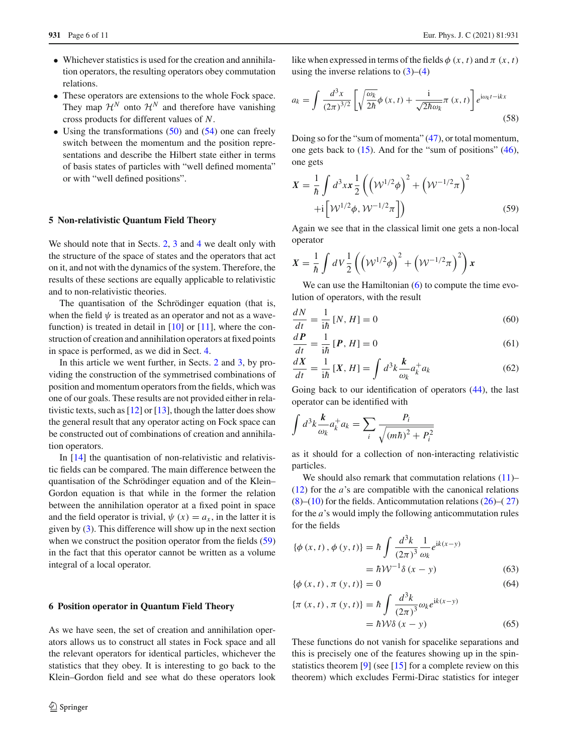- Whichever statistics is used for the creation and annihilation operators, the resulting operators obey commutation relations.
- These operators are extensions to the whole Fock space. They map $\mathcal{H}^N$ onto $\mathcal{H}^N$ and therefore have vanishing cross products for different values of $N$.
- Using the transformations (50) and (54) one can freely switch between the momentum and the position representations and describe the Hilbert state either in terms of basis states of particles with "well defined momenta" or with "well defined positions".

## 5 Non-relativistic Quantum Field Theory

We should note that in Sects. 2, 3 and 4 we dealt only with the structure of the space of states and the operators that act on it, and not with the dynamics of the system. Therefore, the results of these sections are equally applicable to relativistic and to non-relativistic theories.

The quantisation of the Schrödinger equation (that is, when the field $\psi$ is treated as an operator and not as a wave-function) is treated in detail in [10] or [11], where the construction of creation and annihilation operators at fixed points in space is performed, as we did in Sect. 4.

In this article we went further, in Sects. 2 and 3, by providing the construction of the symmetrised combinations of position and momentum operators from the fields, which was one of our goals. These results are not provided either in relativistic texts, such as [12] or [13], though the latter does show the general result that any operator acting on Fock space can be constructed out of combinations of creation and annihilation operators.

In [14] the quantisation of non-relativistic and relativistic fields can be compared. The main difference between the quantisation of the Schrödinger equation and of the Klein–Gordon equation is that while in the former the relation between the annihilation operator at a fixed point in space and the field operator is trivial, $\psi(x) = a_x$, in the latter it is given by (3). This difference will show up in the next section when we construct the position operator from the fields (59) in the fact that this operator cannot be written as a volume integral of a local operator.

## 6 Position operator in Quantum Field Theory

As we have seen, the set of creation and annihilation operators allows us to construct all states in Fock space and all the relevant operators for identical particles, whichever the statistics that they obey. It is interesting to go back to the Klein–Gordon field and see what do these operators look like when expressed in terms of the fields $\phi(x,t)$ and $\pi(x,t)$ using the inverse relations to (3)–(4)

$$a_k = \int \frac{d^3x}{(2\pi)^{3/2}} \left[ \sqrt{\frac{\omega_k}{2\hbar}} \phi(x,t) + \frac{\mathrm{i}}{\sqrt{2\hbar\omega_k}} \pi(x,t) \right] e^{\mathrm{i}\omega_k t - \mathrm{i}kx} \tag{58}$$

Doing so for the "sum of momenta" (47), or total momentum, one gets back to (15). And for the "sum of positions" (46), one gets

$$\begin{aligned} \boldsymbol{X} = \frac{1}{\hbar} \int d^3x \boldsymbol{x} \frac{1}{2} \Big( \left(\mathcal{W}^{1/2}\phi\right)^2 + \left(\mathcal{W}^{-1/2}\pi\right)^2 \\ + \mathrm{i} \left[ \mathcal{W}^{1/2}\phi, \mathcal{W}^{-1/2}\pi \right] \Big) \end{aligned} \tag{59}$$

Again we see that in the classical limit one gets a non-local operator

$$\boldsymbol{X} = \frac{1}{\hbar} \int dV \frac{1}{2} \left( \left(\mathcal{W}^{1/2}\phi\right)^2 + \left(\mathcal{W}^{-1/2}\pi\right)^2 \right) \boldsymbol{x}$$

We can use the Hamiltonian (6) to compute the time evolution of operators, with the result

$$\frac{dN}{dt} = \frac{1}{\mathrm{i}\hbar} [N, H] = 0 \tag{60}$$

$$\frac{d\boldsymbol{P}}{dt} = \frac{1}{\mathrm{i}\hbar} [\boldsymbol{P}, H] = 0 \tag{61}$$

$$\frac{d\boldsymbol{X}}{dt} = \frac{1}{\mathrm{i}\hbar} [\boldsymbol{X}, H] = \int d^3k \frac{\boldsymbol{k}}{\omega_k} a_k^+ a_k \tag{62}$$

Going back to our identification of operators (44), the last operator can be identified with

$$\int d^3k \frac{\boldsymbol{k}}{\omega_k} a_k^+ a_k = \sum_i \frac{P_i}{\sqrt{(m\hbar)^2 + P_i^2}}$$

as it should for a collection of non-interacting relativistic particles.

We should also remark that commutation relations (11)–(12) for the $a$'s are compatible with the canonical relations (8)–(10) for the fields. Anticommutation relations (26)–(27) for the $a$'s would imply the following anticommutation rules for the fields

$$\begin{aligned} \{\phi(x,t), \phi(y,t)\} &= \hbar \int \frac{d^3k}{(2\pi)^3} \frac{1}{\omega_k} e^{\mathrm{i}k(x-y)} \\ &= \hbar \mathcal{W}^{-1} \delta(x-y) \end{aligned} \tag{63}$$

$$\{\phi(x,t), \pi(y,t)\} = 0 \tag{64}$$

$$\begin{aligned} \{\pi(x,t), \pi(y,t)\} &= \hbar \int \frac{d^3k}{(2\pi)^3} \omega_k e^{\mathrm{i}k(x-y)} \\ &= \hbar \mathcal{W} \delta(x-y) \end{aligned} \tag{65}$$

These functions do not vanish for spacelike separations and this is precisely one of the features showing up in the spin-statistics theorem [9] (see [15] for a complete review on this theorem) which excludes Fermi-Dirac statistics for integer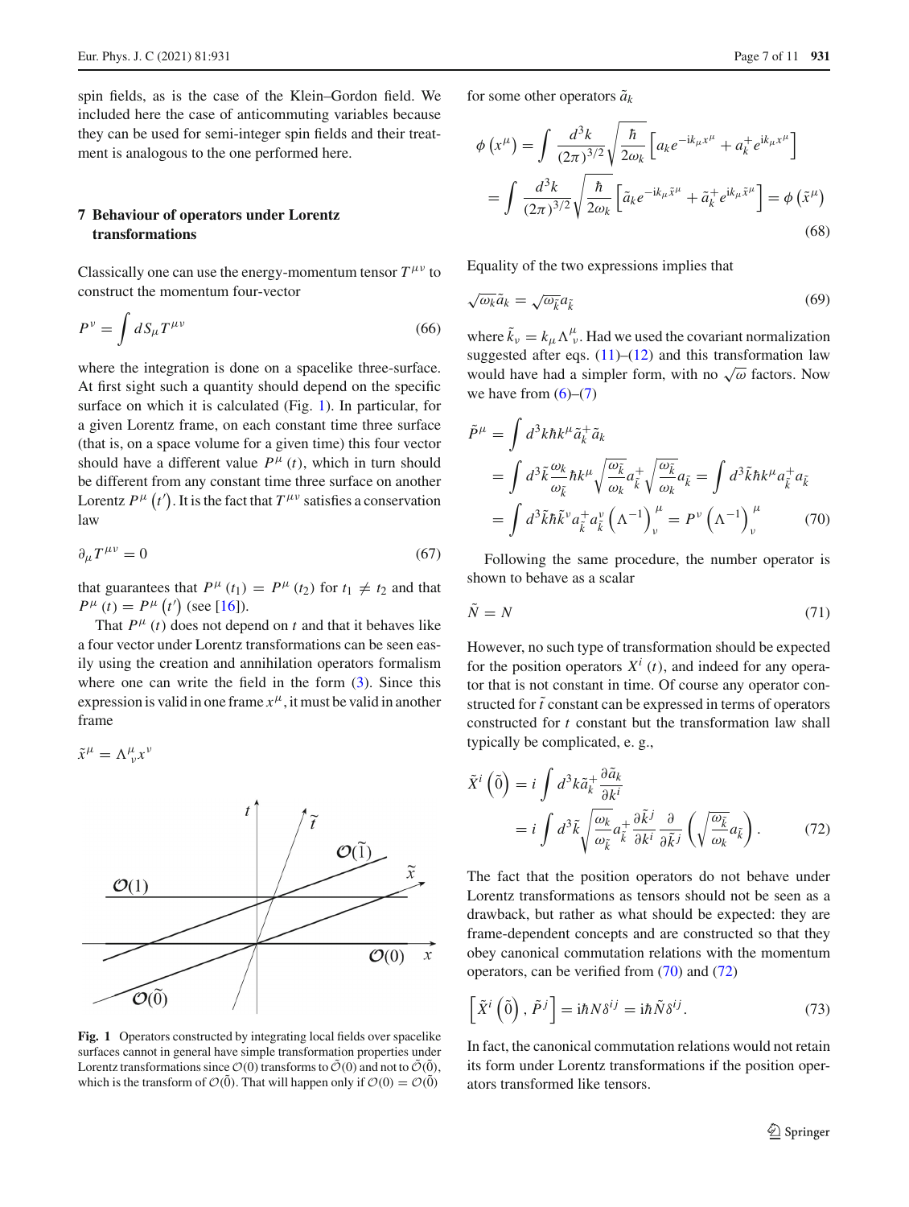spin fields, as is the case of the Klein–Gordon field. We included here the case of anticommuting variables because they can be used for semi-integer spin fields and their treatment is analogous to the one performed here.

## 7 Behaviour of operators under Lorentz transformations

Classically one can use the energy-momentum tensor $T^{\mu\nu}$ to construct the momentum four-vector

$$P^{\nu} = \int dS_{\mu} T^{\mu\nu} \tag{66}$$

where the integration is done on a spacelike three-surface. At first sight such a quantity should depend on the specific surface on which it is calculated (Fig. 1). In particular, for a given Lorentz frame, on each constant time three surface (that is, on a space volume for a given time) this four vector should have a different value $P^{\mu}(t)$, which in turn should be different from any constant time three surface on another Lorentz $P^{\mu}(t')$. It is the fact that $T^{\mu\nu}$ satisfies a conservation law

$$\partial_{\mu} T^{\mu\nu} = 0 \tag{67}$$

that guarantees that $P^{\mu}(t_1) = P^{\mu}(t_2)$ for $t_1 \neq t_2$ and that $P^{\mu}(t) = P^{\mu}(t')$ (see [16]).

That $P^{\mu}(t)$ does not depend on $t$ and that it behaves like a four vector under Lorentz transformations can be seen easily using the creation and annihilation operators formalism where one can write the field in the form (3). Since this expression is valid in one frame $x^{\mu}$, it must be valid in another frame

$$\tilde{x}^{\mu} = \Lambda^{\mu}_{\ \nu} x^{\nu}$$

Fig. 1 Operators constructed by integrating local fields over spacelike surfaces cannot in general have simple transformation properties under Lorentz transformations since $\mathcal{O}(0)$ transforms to $\tilde{\mathcal{O}}(0)$ and not to $\tilde{\mathcal{O}}(\tilde{0})$, which is the transform of $\mathcal{O}(\tilde{0})$. That will happen only if $\mathcal{O}(0) = \mathcal{O}(\tilde{0})$

for some other operators $\tilde{a}_k$

$$\begin{aligned}
\phi\left(x^{\mu}\right) &= \int \frac{d^3k}{(2\pi)^{3/2}} \sqrt{\frac{\hbar}{2\omega_k}} \left[ a_k e^{-ik_{\mu}x^{\mu}} + a_k^{+} e^{ik_{\mu}x^{\mu}} \right] \\
&= \int \frac{d^3k}{(2\pi)^{3/2}} \sqrt{\frac{\hbar}{2\omega_k}} \left[ \tilde{a}_k e^{-ik_{\mu}\tilde{x}^{\mu}} + \tilde{a}_k^{+} e^{ik_{\mu}\tilde{x}^{\mu}} \right] = \phi\left(\tilde{x}^{\mu}\right)
\end{aligned} \tag{68}$$

Equality of the two expressions implies that

$$\sqrt{\omega_k}\tilde{a}_k = \sqrt{\omega_{\tilde{k}}} a_{\tilde{k}} \tag{69}$$

where $\tilde{k}_{\nu} = k_{\mu}\Lambda^{\mu}_{\ \nu}$. Had we used the covariant normalization suggested after eqs. (11)–(12) and this transformation law would have had a simpler form, with no $\sqrt{\omega}$ factors. Now we have from (6)–(7)

$$\begin{aligned}
\tilde{P}^{\mu} &= \int d^3k \hbar k^{\mu} \tilde{a}_k^{+} \tilde{a}_k \\
&= \int d^3\tilde{k} \frac{\omega_k}{\omega_{\tilde{k}}} \hbar k^{\mu} \sqrt{\frac{\omega_{\tilde{k}}}{\omega_k}} a_{\tilde{k}}^{+} \sqrt{\frac{\omega_{\tilde{k}}}{\omega_k}} a_{\tilde{k}} = \int d^3\tilde{k} \hbar k^{\mu} a_{\tilde{k}}^{+} a_{\tilde{k}} \\
&= \int d^3\tilde{k} \hbar \tilde{k}^{\nu} a_{\tilde{k}}^{+} a_{\tilde{k}}^{\nu} \left(\Lambda^{-1}\right)^{\mu}_{\ \nu} = P^{\nu} \left(\Lambda^{-1}\right)^{\mu}_{\ \nu}
\end{aligned} \tag{70}$$

Following the same procedure, the number operator is shown to behave as a scalar

$$\tilde{N} = N \tag{71}$$

However, no such type of transformation should be expected for the position operators $X^i(t)$, and indeed for any operator that is not constant in time. Of course any operator constructed for $\tilde{t}$ constant can be expressed in terms of operators constructed for $t$ constant but the transformation law shall typically be complicated, e. g.,

$$\begin{aligned}
\tilde{X}^i\left(\tilde{0}\right) &= i \int d^3k \tilde{a}_k^{+} \frac{\partial \tilde{a}_k}{\partial k^i} \\
&= i \int d^3\tilde{k} \sqrt{\frac{\omega_k}{\omega_{\tilde{k}}}} a_{\tilde{k}}^{+} \frac{\partial \tilde{k}^j}{\partial k^i} \frac{\partial}{\partial \tilde{k}^j} \left( \sqrt{\frac{\omega_{\tilde{k}}}{\omega_k}} a_{\tilde{k}} \right).
\end{aligned} \tag{72}$$

The fact that the position operators do not behave under Lorentz transformations as tensors should not be seen as a drawback, but rather as what should be expected: they are frame-dependent concepts and are constructed so that they obey canonical commutation relations with the momentum operators, can be verified from (70) and (72)

$$\left[\tilde{X}^i\left(\tilde{0}\right), \tilde{P}^j\right] = i\hbar N \delta^{ij} = i\hbar \tilde{N} \delta^{ij}. \tag{73}$$

In fact, the canonical commutation relations would not retain its form under Lorentz transformations if the position operators transformed like tensors.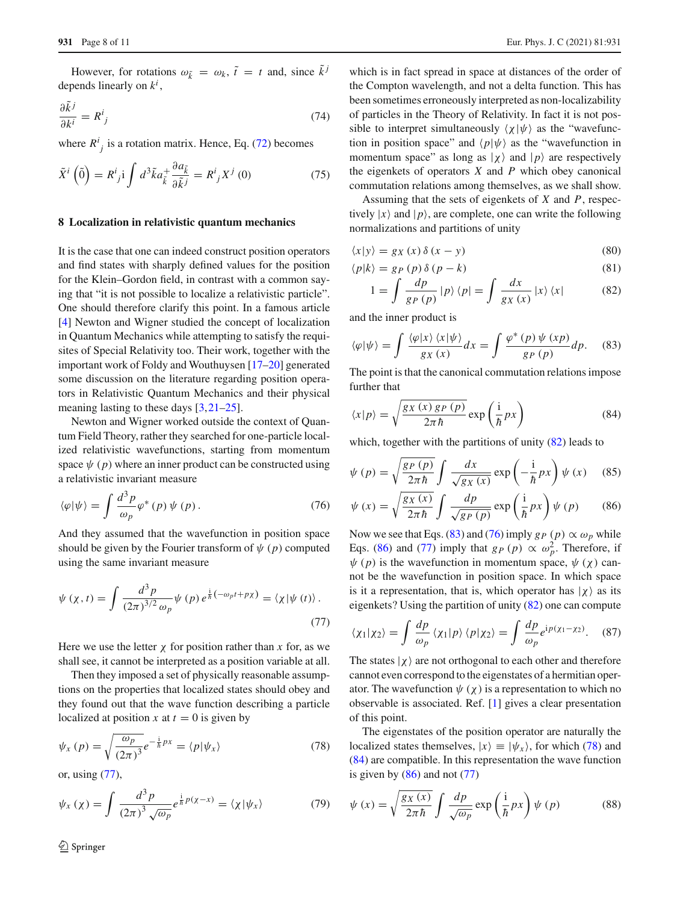However, for rotations $\omega_{\tilde{k}} = \omega_k$, $\tilde{t} = t$ and, since $\tilde{k}^j$ depends linearly on $k^i$,

$$\frac{\partial \tilde{k}^j}{\partial k^i} = R^i{}_j \tag{74}$$

where $R^i{}_j$ is a rotation matrix. Hence, Eq. (72) becomes

$$\tilde{X}^i\left(\tilde{0}\right) = R^i{}_j \mathrm{i} \int d^3\tilde{k} a^+_{\tilde{k}} \frac{\partial a_{\tilde{k}}}{\partial \tilde{k}^j} = R^i{}_j X^j(0) \tag{75}$$

## 8 Localization in relativistic quantum mechanics

It is the case that one can indeed construct position operators and find states with sharply defined values for the position for the Klein–Gordon field, in contrast with a common saying that "it is not possible to localize a relativistic particle". One should therefore clarify this point. In a famous article [4] Newton and Wigner studied the concept of localization in Quantum Mechanics while attempting to satisfy the requisites of Special Relativity too. Their work, together with the important work of Foldy and Wouthuysen [17–20] generated some discussion on the literature regarding position operators in Relativistic Quantum Mechanics and their physical meaning lasting to these days [3,21–25].

Newton and Wigner worked outside the context of Quantum Field Theory, rather they searched for one-particle localized relativistic wavefunctions, starting from momentum space $\psi(p)$ where an inner product can be constructed using a relativistic invariant measure

$$\langle\varphi|\psi\rangle = \int \frac{d^3p}{\omega_p}\varphi^*(p)\psi(p). \tag{76}$$

And they assumed that the wavefunction in position space should be given by the Fourier transform of $\psi(p)$ computed using the same invariant measure

$$\psi(\chi, t) = \int \frac{d^3p}{(2\pi)^{3/2}\omega_p}\psi(p)\, e^{\frac{\mathrm{i}}{\hbar}(-\omega_p t + p\chi)} = \langle\chi|\psi(t)\rangle. \tag{77}$$

Here we use the letter $\chi$ for position rather than $x$ for, as we shall see, it cannot be interpreted as a position variable at all.

Then they imposed a set of physically reasonable assumptions on the properties that localized states should obey and they found out that the wave function describing a particle localized at position $x$ at $t = 0$ is given by

$$\psi_x(p) = \sqrt{\frac{\omega_p}{(2\pi)^3}}e^{-\frac{\mathrm{i}}{\hbar}px} = \langle p|\psi_x\rangle \tag{78}$$

or, using (77),

$$\psi_x(\chi) = \int \frac{d^3p}{(2\pi)^3\sqrt{\omega_p}}e^{\frac{\mathrm{i}}{\hbar}p(\chi - x)} = \langle\chi|\psi_x\rangle \tag{79}$$

which is in fact spread in space at distances of the order of the Compton wavelength, and not a delta function. This has been sometimes erroneously interpreted as non-localizability of particles in the Theory of Relativity. In fact it is not possible to interpret simultaneously $\langle\chi|\psi\rangle$ as the "wavefunction in position space" and $\langle p|\psi\rangle$ as the "wavefunction in momentum space" as long as $|\chi\rangle$ and $|p\rangle$ are respectively the eigenkets of operators $X$ and $P$ which obey canonical commutation relations among themselves, as we shall show.

Assuming that the sets of eigenkets of $X$ and $P$, respectively $|x\rangle$ and $|p\rangle$, are complete, one can write the following normalizations and partitions of unity

$$\langle x|y\rangle = g_X(x)\,\delta(x - y) \tag{80}$$

$$\langle p|k\rangle = g_P(p)\,\delta(p - k) \tag{81}$$

$$1 = \int \frac{dp}{g_P(p)}|p\rangle\langle p| = \int \frac{dx}{g_X(x)}|x\rangle\langle x| \tag{82}$$

and the inner product is

$$\langle\varphi|\psi\rangle = \int \frac{\langle\varphi|x\rangle\langle x|\psi\rangle}{g_X(x)}dx = \int \frac{\varphi^*(p)\psi(xp)}{g_P(p)}dp. \tag{83}$$

The point is that the canonical commutation relations impose further that

$$\langle x|p\rangle = \sqrt{\frac{g_X(x)\,g_P(p)}{2\pi\hbar}}\exp\left(\frac{\mathrm{i}}{\hbar}px\right) \tag{84}$$

which, together with the partitions of unity (82) leads to

$$\psi(p) = \sqrt{\frac{g_P(p)}{2\pi\hbar}}\int \frac{dx}{\sqrt{g_X(x)}}\exp\left(-\frac{\mathrm{i}}{\hbar}px\right)\psi(x) \tag{85}$$

$$\psi(x) = \sqrt{\frac{g_X(x)}{2\pi\hbar}}\int \frac{dp}{\sqrt{g_P(p)}}\exp\left(\frac{\mathrm{i}}{\hbar}px\right)\psi(p) \tag{86}$$

Now we see that Eqs. (83) and (76) imply $g_P(p) \propto \omega_p$ while Eqs. (86) and (77) imply that $g_P(p) \propto \omega_p^2$. Therefore, if $\psi(p)$ is the wavefunction in momentum space, $\psi(\chi)$ cannot be the wavefunction in position space. In which space is it a representation, that is, which operator has $|\chi\rangle$ as its eigenkets? Using the partition of unity (82) one can compute

$$\langle\chi_1|\chi_2\rangle = \int \frac{dp}{\omega_p}\langle\chi_1|p\rangle\langle p|\chi_2\rangle = \int \frac{dp}{\omega_p}e^{\mathrm{i}p(\chi_1 - \chi_2)}. \tag{87}$$

The states $|\chi\rangle$ are not orthogonal to each other and therefore cannot even correspond to the eigenstates of a hermitian operator. The wavefunction $\psi(\chi)$ is a representation to which no observable is associated. Ref. [1] gives a clear presentation of this point.

The eigenstates of the position operator are naturally the localized states themselves, $|x\rangle \equiv |\psi_x\rangle$, for which (78) and (84) are compatible. In this representation the wave function is given by (86) and not (77)

$$\psi(x) = \sqrt{\frac{g_X(x)}{2\pi\hbar}}\int \frac{dp}{\sqrt{\omega_p}}\exp\left(\frac{\mathrm{i}}{\hbar}px\right)\psi(p) \tag{88}$$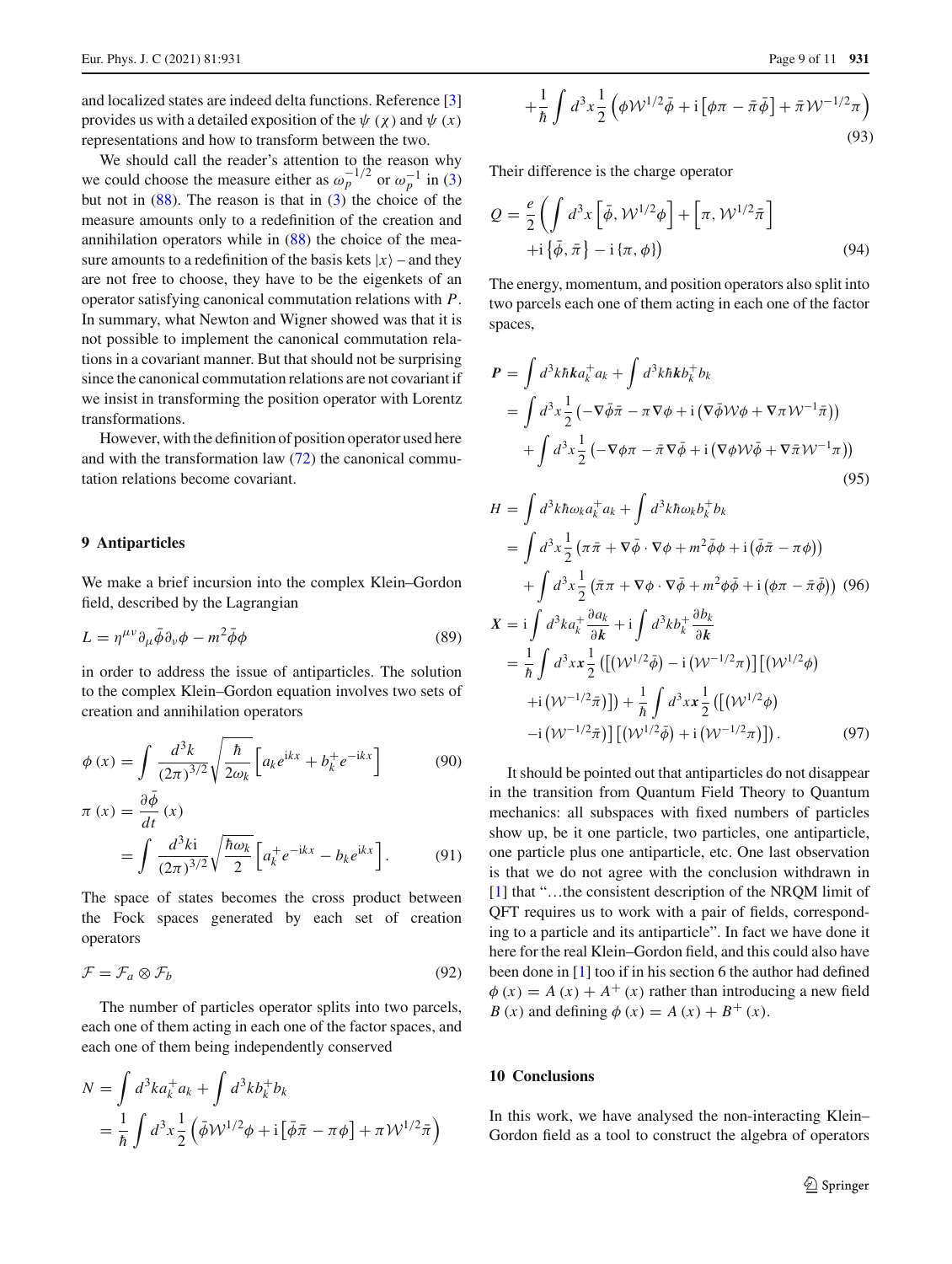and localized states are indeed delta functions. Reference [3] provides us with a detailed exposition of the $\psi(\chi)$ and $\psi(x)$ representations and how to transform between the two.

We should call the reader's attention to the reason why we could choose the measure either as $\omega_p^{-1/2}$ or $\omega_p^{-1}$ in (3) but not in (88). The reason is that in (3) the choice of the measure amounts only to a redefinition of the creation and annihilation operators while in (88) the choice of the measure amounts to a redefinition of the basis kets $|x\rangle$ – and they are not free to choose, they have to be the eigenkets of an operator satisfying canonical commutation relations with $P$. In summary, what Newton and Wigner showed was that it is not possible to implement the canonical commutation relations in a covariant manner. But that should not be surprising since the canonical commutation relations are not covariant if we insist in transforming the position operator with Lorentz transformations.

However, with the definition of position operator used here and with the transformation law (72) the canonical commutation relations become covariant.

## 9 Antiparticles

We make a brief incursion into the complex Klein–Gordon field, described by the Lagrangian

$$L = \eta^{\mu\nu}\partial_\mu\bar{\phi}\partial_\nu\phi - m^2\bar{\phi}\phi \tag{89}$$

in order to address the issue of antiparticles. The solution to the complex Klein–Gordon equation involves two sets of creation and annihilation operators

$$\phi(x) = \int \frac{d^3k}{(2\pi)^{3/2}}\sqrt{\frac{\hbar}{2\omega_k}}\left[a_k e^{\mathrm{i}kx} + b_k^+ e^{-\mathrm{i}kx}\right] \tag{90}$$

$$\pi(x) = \frac{\partial\bar{\phi}}{dt}(x) = \int \frac{d^3k\mathrm{i}}{(2\pi)^{3/2}}\sqrt{\frac{\hbar\omega_k}{2}}\left[a_k^+ e^{-\mathrm{i}kx} - b_k e^{\mathrm{i}kx}\right]. \tag{91}$$

The space of states becomes the cross product between the Fock spaces generated by each set of creation operators

$$\mathcal{F} = \mathcal{F}_a \otimes \mathcal{F}_b \tag{92}$$

The number of particles operator splits into two parcels, each one of them acting in each one of the factor spaces, and each one of them being independently conserved

$$\begin{aligned} N &= \int d^3k a_k^+ a_k + \int d^3k b_k^+ b_k \\ &= \frac{1}{\hbar}\int d^3x \frac{1}{2}\left(\bar{\phi}\mathcal{W}^{1/2}\phi + \mathrm{i}\left[\bar{\phi}\bar{\pi} - \pi\phi\right] + \pi\mathcal{W}^{1/2}\bar{\pi}\right) \\ &+ \frac{1}{\hbar}\int d^3x \frac{1}{2}\left(\phi\mathcal{W}^{1/2}\bar{\phi} + \mathrm{i}\left[\phi\pi - \bar{\pi}\bar{\phi}\right] + \bar{\pi}\mathcal{W}^{-1/2}\pi\right) \end{aligned} \tag{93}$$

Their difference is the charge operator

$$\begin{aligned} Q = \frac{e}{2}\bigg(\int d^3x \left[\bar{\phi}, \mathcal{W}^{1/2}\phi\right] + \left[\pi, \mathcal{W}^{1/2}\bar{\pi}\right] \\ + \mathrm{i}\left\{\bar{\phi}, \bar{\pi}\right\} - \mathrm{i}\left\{\pi, \phi\right\}\bigg) \end{aligned} \tag{94}$$

The energy, momentum, and position operators also split into two parcels each one of them acting in each one of the factor spaces,

$$\begin{aligned} \boldsymbol{P} &= \int d^3k\hbar\boldsymbol{k}a_k^+ a_k + \int d^3k\hbar\boldsymbol{k}b_k^+ b_k \\ &= \int d^3x \frac{1}{2}\left(-\nabla\bar{\phi}\bar{\pi} - \pi\nabla\phi + \mathrm{i}\left(\nabla\bar{\phi}\mathcal{W}\phi + \nabla\pi\mathcal{W}^{-1}\bar{\pi}\right)\right) \\ &+ \int d^3x \frac{1}{2}\left(-\nabla\phi\pi - \bar{\pi}\nabla\bar{\phi} + \mathrm{i}\left(\nabla\phi\mathcal{W}\bar{\phi} + \nabla\bar{\pi}\mathcal{W}^{-1}\pi\right)\right) \end{aligned} \tag{95}$$

$$\begin{aligned} H &= \int d^3k\hbar\omega_k a_k^+ a_k + \int d^3k\hbar\omega_k b_k^+ b_k \\ &= \int d^3x \frac{1}{2}\left(\pi\bar{\pi} + \nabla\bar{\phi}\cdot\nabla\phi + m^2\bar{\phi}\phi + \mathrm{i}\left(\bar{\phi}\bar{\pi} - \pi\phi\right)\right) \\ &+ \int d^3x \frac{1}{2}\left(\bar{\pi}\pi + \nabla\phi\cdot\nabla\bar{\phi} + m^2\phi\bar{\phi} + \mathrm{i}\left(\phi\pi - \bar{\pi}\bar{\phi}\right)\right) \end{aligned} \tag{96}$$

$$\begin{aligned} \boldsymbol{X} &= \mathrm{i}\int d^3k a_k^+ \frac{\partial a_k}{\partial\boldsymbol{k}} + \mathrm{i}\int d^3k b_k^+ \frac{\partial b_k}{\partial\boldsymbol{k}} \\ &= \frac{1}{\hbar}\int d^3x\boldsymbol{x}\frac{1}{2}\left(\left[\left(\mathcal{W}^{1/2}\bar{\phi}\right) - \mathrm{i}\left(\mathcal{W}^{-1/2}\pi\right)\right]\left[\left(\mathcal{W}^{1/2}\phi\right)\right.\right. \\ &\left.\left. + \mathrm{i}\left(\mathcal{W}^{-1/2}\bar{\pi}\right)\right]\right) + \frac{1}{\hbar}\int d^3x\boldsymbol{x}\frac{1}{2}\left(\left[\left(\mathcal{W}^{1/2}\phi\right)\right.\right. \\ &\left.\left. - \mathrm{i}\left(\mathcal{W}^{-1/2}\bar{\pi}\right)\right]\left[\left(\mathcal{W}^{1/2}\bar{\phi}\right) + \mathrm{i}\left(\mathcal{W}^{-1/2}\pi\right)\right]\right). \end{aligned} \tag{97}$$

It should be pointed out that antiparticles do not disappear in the transition from Quantum Field Theory to Quantum mechanics: all subspaces with fixed numbers of particles show up, be it one particle, two particles, one antiparticle, one particle plus one antiparticle, etc. One last observation is that we do not agree with the conclusion withdrawn in [1] that "…the consistent description of the NRQM limit of QFT requires us to work with a pair of fields, corresponding to a particle and its antiparticle". In fact we have done it here for the real Klein–Gordon field, and this could also have been done in [1] too if in his section 6 the author had defined $\phi(x) = A(x) + A^+(x)$ rather than introducing a new field $B(x)$ and defining $\phi(x) = A(x) + B^+(x)$.

## 10 Conclusions

In this work, we have analysed the non-interacting Klein–Gordon field as a tool to construct the algebra of operators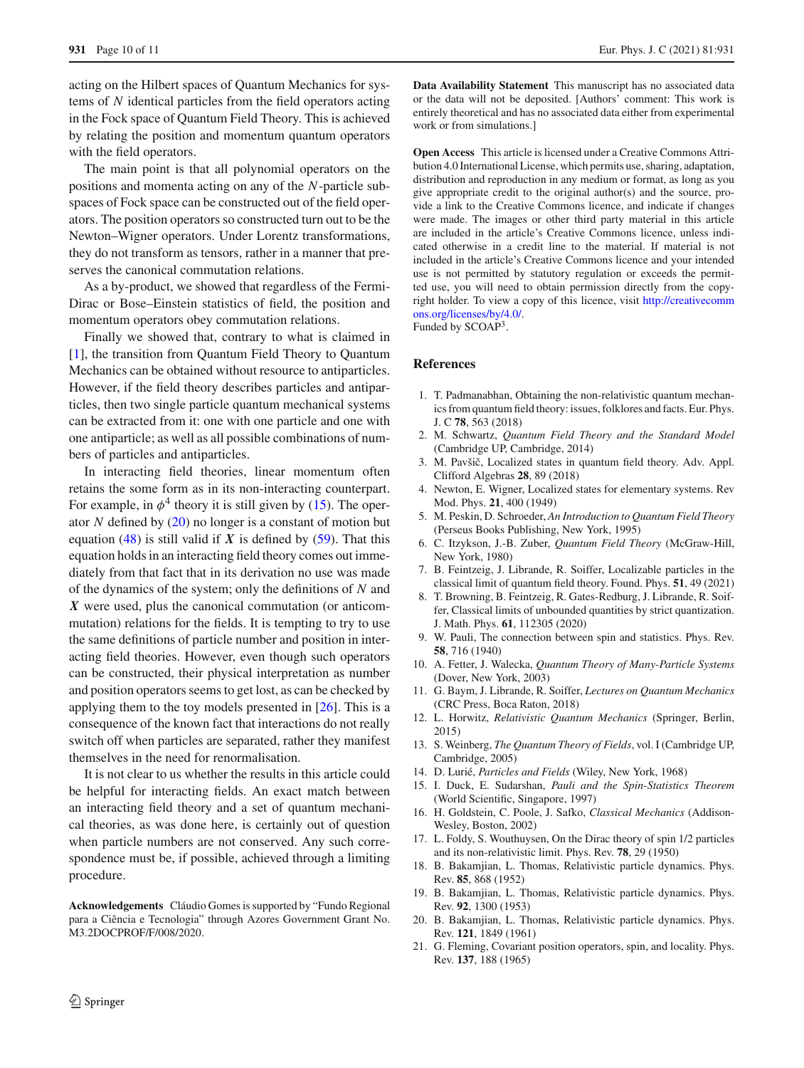acting on the Hilbert spaces of Quantum Mechanics for systems of $N$ identical particles from the field operators acting in the Fock space of Quantum Field Theory. This is achieved by relating the position and momentum quantum operators with the field operators.

The main point is that all polynomial operators on the positions and momenta acting on any of the $N$-particle subspaces of Fock space can be constructed out of the field operators. The position operators so constructed turn out to be the Newton–Wigner operators. Under Lorentz transformations, they do not transform as tensors, rather in a manner that preserves the canonical commutation relations.

As a by-product, we showed that regardless of the Fermi-Dirac or Bose–Einstein statistics of field, the position and momentum operators obey commutation relations.

Finally we showed that, contrary to what is claimed in [1], the transition from Quantum Field Theory to Quantum Mechanics can be obtained without resource to antiparticles. However, if the field theory describes particles and antiparticles, then two single particle quantum mechanical systems can be extracted from it: one with one particle and one with one antiparticle; as well as all possible combinations of numbers of particles and antiparticles.

In interacting field theories, linear momentum often retains the some form as in its non-interacting counterpart. For example, in $\phi^4$ theory it is still given by (15). The operator $N$ defined by (20) no longer is a constant of motion but equation (48) is still valid if $\boldsymbol{X}$ is defined by (59). That this equation holds in an interacting field theory comes out immediately from that fact that in its derivation no use was made of the dynamics of the system; only the definitions of $N$ and $\boldsymbol{X}$ were used, plus the canonical commutation (or anticommutation) relations for the fields. It is tempting to try to use the same definitions of particle number and position in interacting field theories. However, even though such operators can be constructed, their physical interpretation as number and position operators seems to get lost, as can be checked by applying them to the toy models presented in [26]. This is a consequence of the known fact that interactions do not really switch off when particles are separated, rather they manifest themselves in the need for renormalisation.

It is not clear to us whether the results in this article could be helpful for interacting fields. An exact match between an interacting field theory and a set of quantum mechanical theories, as was done here, is certainly out of question when particle numbers are not conserved. Any such correspondence must be, if possible, achieved through a limiting procedure.

**Acknowledgements** Cláudio Gomes is supported by "Fundo Regional para a Ciência e Tecnologia" through Azores Government Grant No. M3.2DOCPROF/F/008/2020.

**Data Availability Statement** This manuscript has no associated data or the data will not be deposited. [Authors' comment: This work is entirely theoretical and has no associated data either from experimental work or from simulations.]

**Open Access** This article is licensed under a Creative Commons Attribution 4.0 International License, which permits use, sharing, adaptation, distribution and reproduction in any medium or format, as long as you give appropriate credit to the original author(s) and the source, provide a link to the Creative Commons licence, and indicate if changes were made. The images or other third party material in this article are included in the article's Creative Commons licence, unless indicated otherwise in a credit line to the material. If material is not included in the article's Creative Commons licence and your intended use is not permitted by statutory regulation or exceeds the permitted use, you will need to obtain permission directly from the copyright holder. To view a copy of this licence, visit http://creativecommons.org/licenses/by/4.0/.
Funded by SCOAP[3].

## References

1. T. Padmanabhan, Obtaining the non-relativistic quantum mechanics from quantum field theory: issues, folklores and facts. Eur. Phys. J. C **78**, 563 (2018)
2. M. Schwartz, *Quantum Field Theory and the Standard Model* (Cambridge UP, Cambridge, 2014)
3. M. Pavšič, Localized states in quantum field theory. Adv. Appl. Clifford Algebras **28**, 89 (2018)
4. Newton, E. Wigner, Localized states for elementary systems. Rev Mod. Phys. **21**, 400 (1949)
5. M. Peskin, D. Schroeder, *An Introduction to Quantum Field Theory* (Perseus Books Publishing, New York, 1995)
6. C. Itzykson, J.-B. Zuber, *Quantum Field Theory* (McGraw-Hill, New York, 1980)
7. B. Feintzeig, J. Librande, R. Soiffer, Localizable particles in the classical limit of quantum field theory. Found. Phys. **51**, 49 (2021)
8. T. Browning, B. Feintzeig, R. Gates-Redburg, J. Librande, R. Soiffer, Classical limits of unbounded quantities by strict quantization. J. Math. Phys. **61**, 112305 (2020)
9. W. Pauli, The connection between spin and statistics. Phys. Rev. **58**, 716 (1940)
10. A. Fetter, J. Walecka, *Quantum Theory of Many-Particle Systems* (Dover, New York, 2003)
11. G. Baym, J. Librande, R. Soiffer, *Lectures on Quantum Mechanics* (CRC Press, Boca Raton, 2018)
12. L. Horwitz, *Relativistic Quantum Mechanics* (Springer, Berlin, 2015)
13. S. Weinberg, *The Quantum Theory of Fields*, vol. I (Cambridge UP, Cambridge, 2005)
14. D. Lurié, *Particles and Fields* (Wiley, New York, 1968)
15. I. Duck, E. Sudarshan, *Pauli and the Spin-Statistics Theorem* (World Scientific, Singapore, 1997)
16. H. Goldstein, C. Poole, J. Safko, *Classical Mechanics* (Addison-Wesley, Boston, 2002)
17. L. Foldy, S. Wouthuysen, On the Dirac theory of spin 1/2 particles and its non-relativistic limit. Phys. Rev. **78**, 29 (1950)
18. B. Bakamjian, L. Thomas, Relativistic particle dynamics. Phys. Rev. **85**, 868 (1952)
19. B. Bakamjian, L. Thomas, Relativistic particle dynamics. Phys. Rev. **92**, 1300 (1953)
20. B. Bakamjian, L. Thomas, Relativistic particle dynamics. Phys. Rev. **121**, 1849 (1961)
21. G. Fleming, Covariant position operators, spin, and locality. Phys. Rev. **137**, 188 (1965)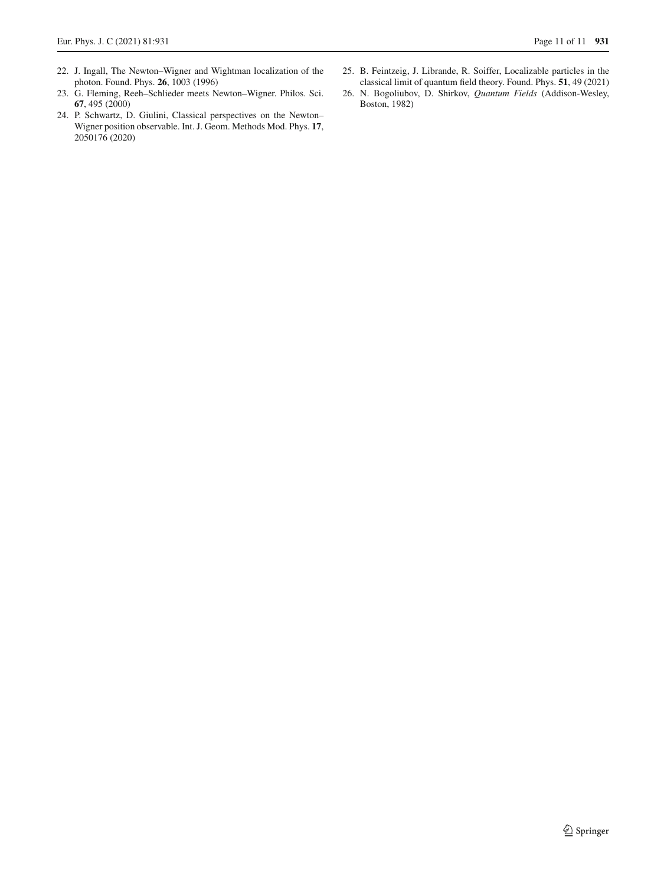22. J. Ingall, The Newton–Wigner and Wightman localization of the photon. Found. Phys. **26**, 1003 (1996)
23. G. Fleming, Reeh–Schlieder meets Newton–Wigner. Philos. Sci. **67**, 495 (2000)
24. P. Schwartz, D. Giulini, Classical perspectives on the Newton–Wigner position observable. Int. J. Geom. Methods Mod. Phys. **17**, 2050176 (2020)
25. B. Feintzeig, J. Librande, R. Soiffer, Localizable particles in the classical limit of quantum field theory. Found. Phys. **51**, 49 (2021)
26. N. Bogoliubov, D. Shirkov, *Quantum Fields* (Addison-Wesley, Boston, 1982)